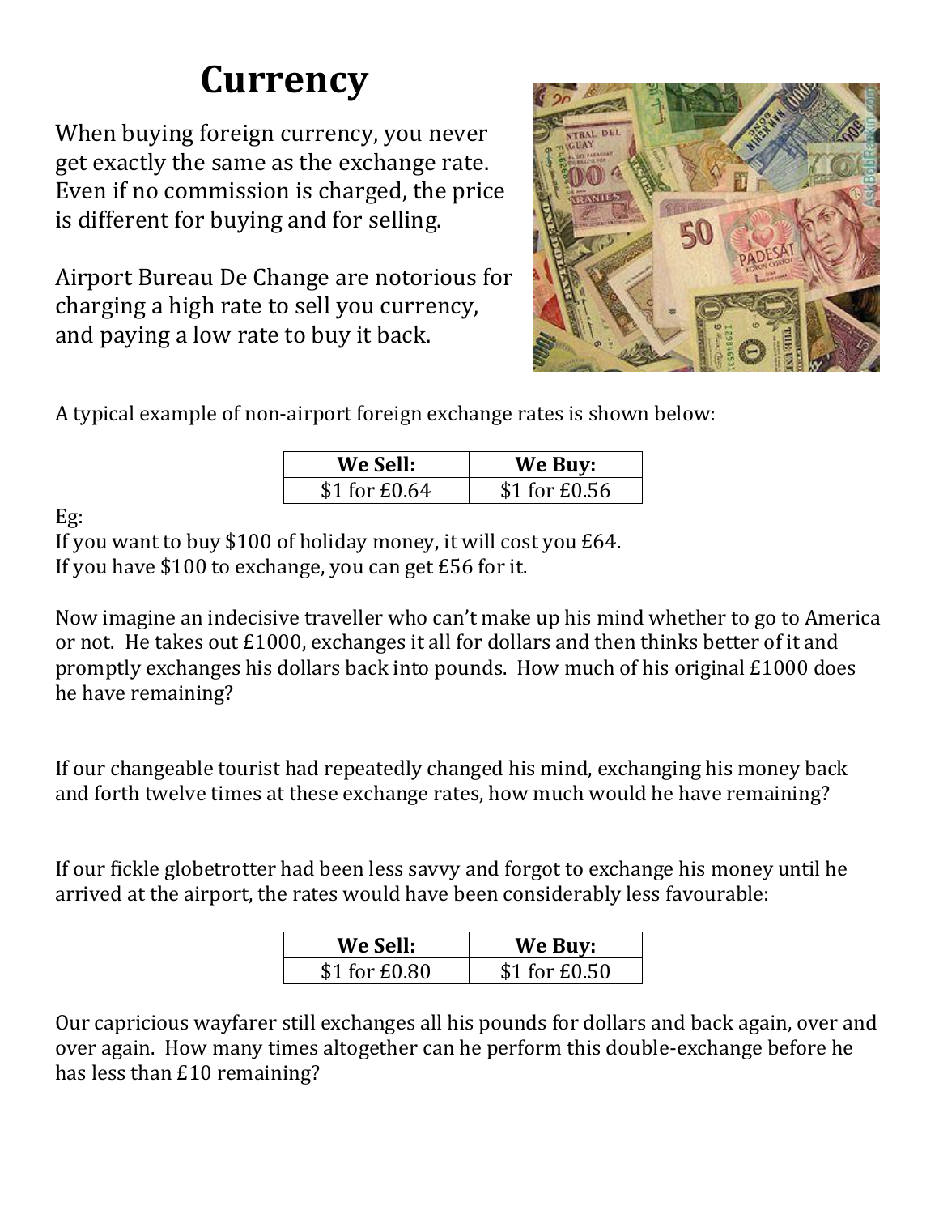# Currency

When buying foreign currency, you never get exactly the same as the exchange rate. Even if no commission is charged, the price is different for buying and for selling.

Airport Bureau De Change are notorious for charging a high rate to sell you currency, and paying a low rate to buy it back.

A typical example of non-airport foreign exchange rates is shown below:

| We Sell: | We Buy: |
|---|---|
| $1 for £0.64 | $1 for £0.56 |

Eg:
If you want to buy $100 of holiday money, it will cost you £64.
If you have $100 to exchange, you can get £56 for it.

Now imagine an indecisive traveller who can't make up his mind whether to go to America or not. He takes out £1000, exchanges it all for dollars and then thinks better of it and promptly exchanges his dollars back into pounds. How much of his original £1000 does he have remaining?

If our changeable tourist had repeatedly changed his mind, exchanging his money back and forth twelve times at these exchange rates, how much would he have remaining?

If our fickle globetrotter had been less savvy and forgot to exchange his money until he arrived at the airport, the rates would have been considerably less favourable:

| We Sell: | We Buy: |
|---|---|
| $1 for £0.80 | $1 for £0.50 |

Our capricious wayfarer still exchanges all his pounds for dollars and back again, over and over again. How many times altogether can he perform this double-exchange before he has less than £10 remaining?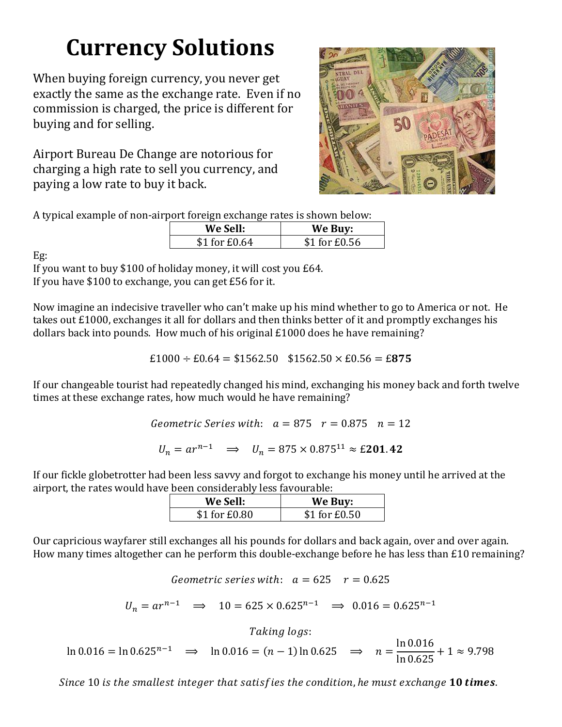# Currency Solutions

When buying foreign currency, you never get exactly the same as the exchange rate. Even if no commission is charged, the price is different for buying and for selling.

Airport Bureau De Change are notorious for charging a high rate to sell you currency, and paying a low rate to buy it back.

A typical example of non-airport foreign exchange rates is shown below:

| We Sell: | We Buy: |
|---|---|
| \$1 for £0.64 | \$1 for £0.56 |

Eg:
If you want to buy \$100 of holiday money, it will cost you £64.
If you have \$100 to exchange, you can get £56 for it.

Now imagine an indecisive traveller who can't make up his mind whether to go to America or not. He takes out £1000, exchanges it all for dollars and then thinks better of it and promptly exchanges his dollars back into pounds. How much of his original £1000 does he have remaining?

$$£1000 \div £0.64 = \$1562.50 \quad \$1562.50 \times £0.56 = £\mathbf{875}$$

If our changeable tourist had repeatedly changed his mind, exchanging his money back and forth twelve times at these exchange rates, how much would he have remaining?

$$\textit{Geometric Series with:} \quad a = 875 \quad r = 0.875 \quad n = 12$$

$$U_n = ar^{n-1} \quad \Rightarrow \quad U_n = 875 \times 0.875^{11} \approx £\mathbf{201.42}$$

If our fickle globetrotter had been less savvy and forgot to exchange his money until he arrived at the airport, the rates would have been considerably less favourable:

| We Sell: | We Buy: |
|---|---|
| \$1 for £0.80 | \$1 for £0.50 |

Our capricious wayfarer still exchanges all his pounds for dollars and back again, over and over again. How many times altogether can he perform this double-exchange before he has less than £10 remaining?

$$\textit{Geometric series with:} \quad a = 625 \quad r = 0.625$$

$$U_n = ar^{n-1} \quad \Rightarrow \quad 10 = 625 \times 0.625^{n-1} \quad \Rightarrow \quad 0.016 = 0.625^{n-1}$$

$$\textit{Taking logs:}$$

$$\ln 0.016 = \ln 0.625^{n-1} \quad \Rightarrow \quad \ln 0.016 = (n-1)\ln 0.625 \quad \Rightarrow \quad n = \frac{\ln 0.016}{\ln 0.625} + 1 \approx 9.798$$

*Since 10 is the smallest integer that satisfies the condition, he must exchange* ***10 times***.